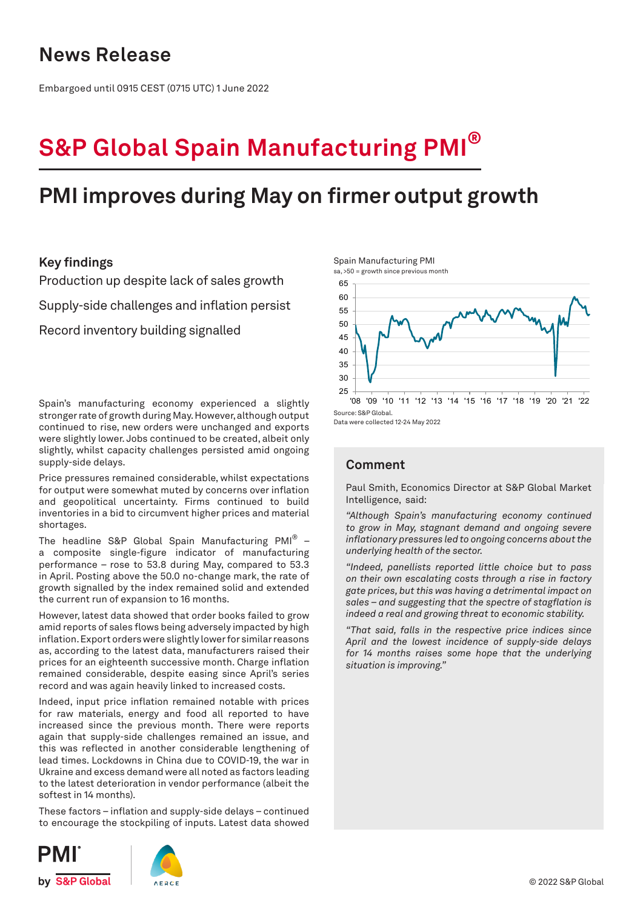# News Release

Embargoed until 0915 CEST (0715 UTC) 1 June 2022

# S&P Global Spain Manufacturing PMI®

## PMI improves during May on firmer output growth

### Key findings

Production up despite lack of sales growth

Supply-side challenges and inflation persist

Record inventory building signalled

Spain Manufacturing PMI

sa, >50 = growth since previous month

Source: S&P Global.

Data were collected 12-24 May 2022

Spain's manufacturing economy experienced a slightly stronger rate of growth during May. However, although output continued to rise, new orders were unchanged and exports were slightly lower. Jobs continued to be created, albeit only slightly, whilst capacity challenges persisted amid ongoing supply-side delays.

Price pressures remained considerable, whilst expectations for output were somewhat muted by concerns over inflation and geopolitical uncertainty. Firms continued to build inventories in a bid to circumvent higher prices and material shortages.

The headline S&P Global Spain Manufacturing PMI® – a composite single-figure indicator of manufacturing performance – rose to 53.8 during May, compared to 53.3 in April. Posting above the 50.0 no-change mark, the rate of growth signalled by the index remained solid and extended the current run of expansion to 16 months.

However, latest data showed that order books failed to grow amid reports of sales flows being adversely impacted by high inflation. Export orders were slightly lower for similar reasons as, according to the latest data, manufacturers raised their prices for an eighteenth successive month. Charge inflation remained considerable, despite easing since April's series record and was again heavily linked to increased costs.

Indeed, input price inflation remained notable with prices for raw materials, energy and food all reported to have increased since the previous month. There were reports again that supply-side challenges remained an issue, and this was reflected in another considerable lengthening of lead times. Lockdowns in China due to COVID-19, the war in Ukraine and excess demand were all noted as factors leading to the latest deterioration in vendor performance (albeit the softest in 14 months).

These factors – inflation and supply-side delays – continued to encourage the stockpiling of inputs. Latest data showed

### Comment

Paul Smith, Economics Director at S&P Global Market Intelligence, said:

*"Although Spain's manufacturing economy continued to grow in May, stagnant demand and ongoing severe inflationary pressures led to ongoing concerns about the underlying health of the sector.*

*"Indeed, panellists reported little choice but to pass on their own escalating costs through a rise in factory gate prices, but this was having a detrimental impact on sales – and suggesting that the spectre of stagflation is indeed a real and growing threat to economic stability.*

*"That said, falls in the respective price indices since April and the lowest incidence of supply-side delays for 14 months raises some hope that the underlying situation is improving."*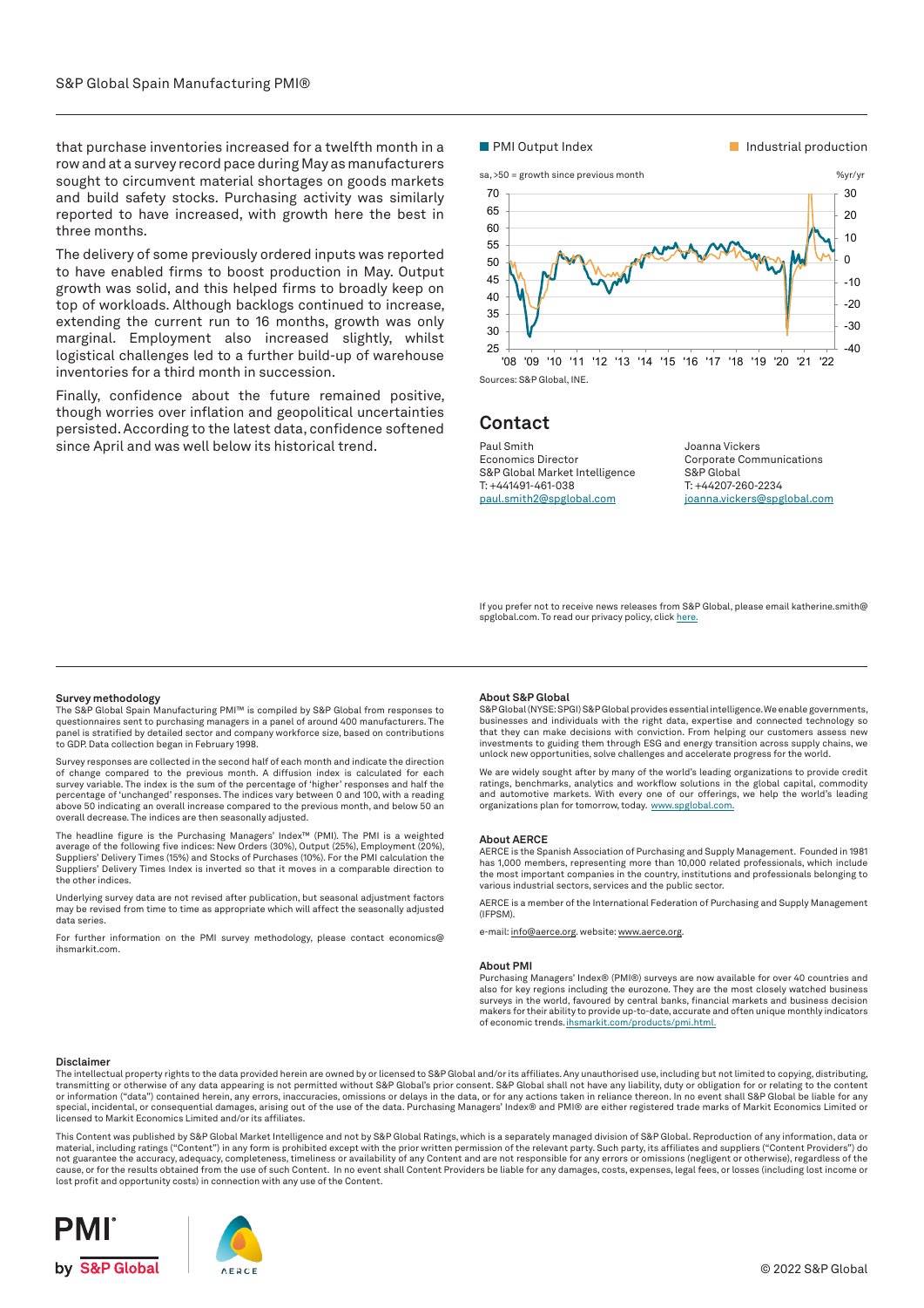that purchase inventories increased for a twelfth month in a row and at a survey record pace during May as manufacturers sought to circumvent material shortages on goods markets and build safety stocks. Purchasing activity was similarly reported to have increased, with growth here the best in three months.

The delivery of some previously ordered inputs was reported to have enabled firms to boost production in May. Output growth was solid, and this helped firms to broadly keep on top of workloads. Although backlogs continued to increase, extending the current run to 16 months, growth was only marginal. Employment also increased slightly, whilst logistical challenges led to a further build-up of warehouse inventories for a third month in succession.

Finally, confidence about the future remained positive, though worries over inflation and geopolitical uncertainties persisted. According to the latest data, confidence softened since April and was well below its historical trend.

PMI Output Index
Industrial production
sa, >50 = growth since previous month
%yr/yr
70 65 60 55 50 45 40 35 30 25
30 20 10 0 -10 -20 -30 -40
'08 '09 '10 '11 '12 '13 '14 '15 '16 '17 '18 '19 '20 '21 '22

Sources: S&P Global, INE.

## Contact

Paul Smith
Economics Director
S&P Global Market Intelligence
T: +441491-461-038
paul.smith2@spglobal.com

Joanna Vickers
Corporate Communications
S&P Global
T: +44207-260-2234
joanna.vickers@spglobal.com

If you prefer not to receive news releases from S&P Global, please email katherine.smith@spglobal.com. To read our privacy policy, click here.

### Survey methodology

The S&P Global Spain Manufacturing PMI™ is compiled by S&P Global from responses to questionnaires sent to purchasing managers in a panel of around 400 manufacturers. The panel is stratified by detailed sector and company workforce size, based on contributions to GDP. Data collection began in February 1998.

Survey responses are collected in the second half of each month and indicate the direction of change compared to the previous month. A diffusion index is calculated for each survey variable. The index is the sum of the percentage of 'higher' responses and half the percentage of 'unchanged' responses. The indices vary between 0 and 100, with a reading above 50 indicating an overall increase compared to the previous month, and below 50 an overall decrease. The indices are then seasonally adjusted.

The headline figure is the Purchasing Managers' Index™ (PMI). The PMI is a weighted average of the following five indices: New Orders (30%), Output (25%), Employment (20%), Suppliers' Delivery Times (15%) and Stocks of Purchases (10%). For the PMI calculation the Suppliers' Delivery Times Index is inverted so that it moves in a comparable direction to the other indices.

Underlying survey data are not revised after publication, but seasonal adjustment factors may be revised from time to time as appropriate which will affect the seasonally adjusted data series.

For further information on the PMI survey methodology, please contact economics@ihsmarkit.com.

### About S&P Global

S&P Global (NYSE: SPGI) S&P Global provides essential intelligence. We enable governments, businesses and individuals with the right data, expertise and connected technology so that they can make decisions with conviction. From helping our customers assess new investments to guiding them through ESG and energy transition across supply chains, we unlock new opportunities, solve challenges and accelerate progress for the world.

We are widely sought after by many of the world's leading organizations to provide credit ratings, benchmarks, analytics and workflow solutions in the global capital, commodity and automotive markets. With every one of our offerings, we help the world's leading organizations plan for tomorrow, today. www.spglobal.com.

### About AERCE

AERCE is the Spanish Association of Purchasing and Supply Management. Founded in 1981 has 1,000 members, representing more than 10,000 related professionals, which include the most important companies in the country, institutions and professionals belonging to various industrial sectors, services and the public sector.

AERCE is a member of the International Federation of Purchasing and Supply Management (IFPSM).

e-mail: info@aerce.org. website: www.aerce.org.

### About PMI

Purchasing Managers' Index® (PMI®) surveys are now available for over 40 countries and also for key regions including the eurozone. They are the most closely watched business surveys in the world, favoured by central banks, financial markets and business decision makers for their ability to provide up-to-date, accurate and often unique monthly indicators of economic trends. ihsmarkit.com/products/pmi.html.

### Disclaimer

The intellectual property rights to the data provided herein are owned by or licensed to S&P Global and/or its affiliates. Any unauthorised use, including but not limited to copying, distributing, transmitting or otherwise of any data appearing is not permitted without S&P Global's prior consent. S&P Global shall not have any liability, duty or obligation for or relating to the content or information ("data") contained herein, any errors, inaccuracies, omissions or delays in the data, or for any actions taken in reliance thereon. In no event shall S&P Global be liable for any special, incidental, or consequential damages, arising out of the use of the data. Purchasing Managers' Index® and PMI® are either registered trade marks of Markit Economics Limited or licensed to Markit Economics Limited and/or its affiliates.

This Content was published by S&P Global Market Intelligence and not by S&P Global Ratings, which is a separately managed division of S&P Global. Reproduction of any information, data or material, including ratings ("Content") in any form is prohibited except with the prior written permission of the relevant party. Such party, its affiliates and suppliers ("Content Providers") do not guarantee the accuracy, adequacy, completeness, timeliness or availability of any Content and are not responsible for any errors or omissions (negligent or otherwise), regardless of the cause, or for the results obtained from the use of such Content. In no event shall Content Providers be liable for any damages, costs, expenses, legal fees, or losses (including lost income or lost profit and opportunity costs) in connection with any use of the Content.

PMI by S&P Global

AERCE

© 2022 S&P Global